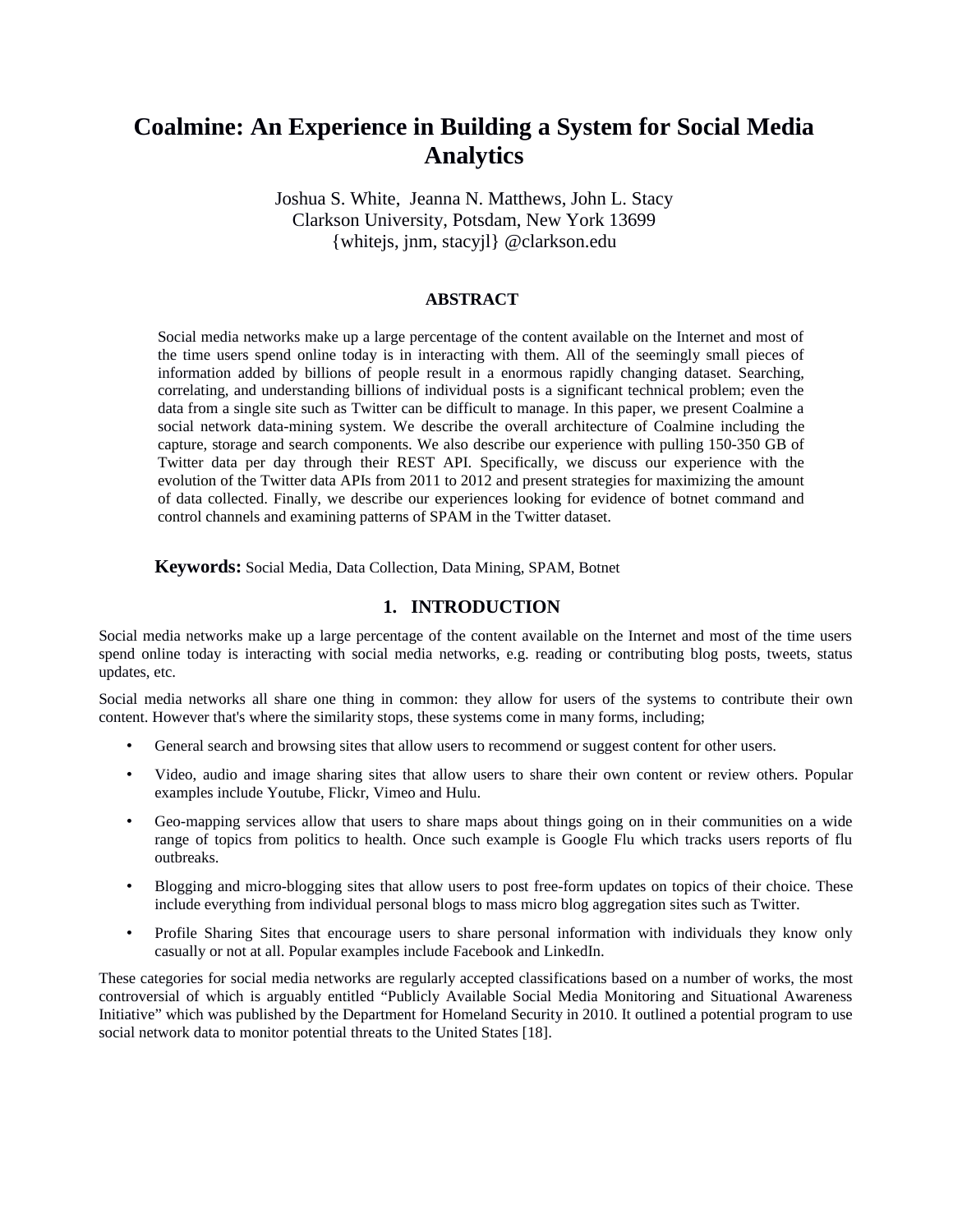# Coalmine: An Experience in Building a System for Social Media Analytics

Joshua S. White, Jeanna N. Matthews, John L. Stacy
Clarkson University, Potsdam, New York 13699
{whitejs, jnm, stacyjl} @clarkson.edu

## ABSTRACT

Social media networks make up a large percentage of the content available on the Internet and most of the time users spend online today is in interacting with them. All of the seemingly small pieces of information added by billions of people result in a enormous rapidly changing dataset. Searching, correlating, and understanding billions of individual posts is a significant technical problem; even the data from a single site such as Twitter can be difficult to manage. In this paper, we present Coalmine a social network data-mining system. We describe the overall architecture of Coalmine including the capture, storage and search components. We also describe our experience with pulling 150-350 GB of Twitter data per day through their REST API. Specifically, we discuss our experience with the evolution of the Twitter data APIs from 2011 to 2012 and present strategies for maximizing the amount of data collected. Finally, we describe our experiences looking for evidence of botnet command and control channels and examining patterns of SPAM in the Twitter dataset.

**Keywords:** Social Media, Data Collection, Data Mining, SPAM, Botnet

## 1. INTRODUCTION

Social media networks make up a large percentage of the content available on the Internet and most of the time users spend online today is interacting with social media networks, e.g. reading or contributing blog posts, tweets, status updates, etc.

Social media networks all share one thing in common: they allow for users of the systems to contribute their own content. However that's where the similarity stops, these systems come in many forms, including;

- General search and browsing sites that allow users to recommend or suggest content for other users.
- Video, audio and image sharing sites that allow users to share their own content or review others. Popular examples include Youtube, Flickr, Vimeo and Hulu.
- Geo-mapping services allow that users to share maps about things going on in their communities on a wide range of topics from politics to health. Once such example is Google Flu which tracks users reports of flu outbreaks.
- Blogging and micro-blogging sites that allow users to post free-form updates on topics of their choice. These include everything from individual personal blogs to mass micro blog aggregation sites such as Twitter.
- Profile Sharing Sites that encourage users to share personal information with individuals they know only casually or not at all. Popular examples include Facebook and LinkedIn.

These categories for social media networks are regularly accepted classifications based on a number of works, the most controversial of which is arguably entitled "Publicly Available Social Media Monitoring and Situational Awareness Initiative" which was published by the Department for Homeland Security in 2010. It outlined a potential program to use social network data to monitor potential threats to the United States [18].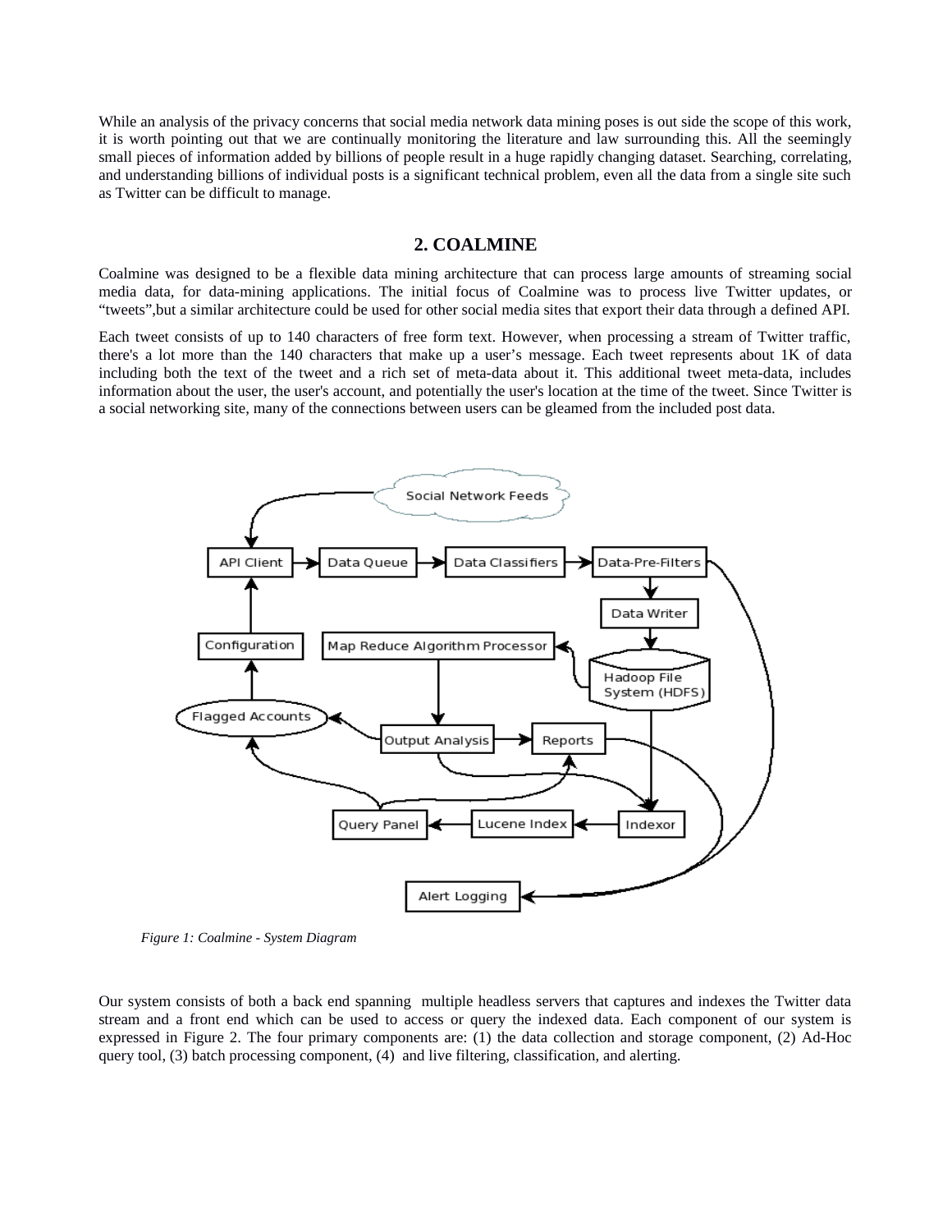While an analysis of the privacy concerns that social media network data mining poses is out side the scope of this work, it is worth pointing out that we are continually monitoring the literature and law surrounding this. All the seemingly small pieces of information added by billions of people result in a huge rapidly changing dataset. Searching, correlating, and understanding billions of individual posts is a significant technical problem, even all the data from a single site such as Twitter can be difficult to manage.

## 2. COALMINE

Coalmine was designed to be a flexible data mining architecture that can process large amounts of streaming social media data, for data-mining applications. The initial focus of Coalmine was to process live Twitter updates, or "tweets",but a similar architecture could be used for other social media sites that export their data through a defined API.

Each tweet consists of up to 140 characters of free form text. However, when processing a stream of Twitter traffic, there's a lot more than the 140 characters that make up a user's message. Each tweet represents about 1K of data including both the text of the tweet and a rich set of meta-data about it. This additional tweet meta-data, includes information about the user, the user's account, and potentially the user's location at the time of the tweet. Since Twitter is a social networking site, many of the connections between users can be gleamed from the included post data.

*Figure 1: Coalmine - System Diagram*

Our system consists of both a back end spanning multiple headless servers that captures and indexes the Twitter data stream and a front end which can be used to access or query the indexed data. Each component of our system is expressed in Figure 2. The four primary components are: (1) the data collection and storage component, (2) Ad-Hoc query tool, (3) batch processing component, (4) and live filtering, classification, and alerting.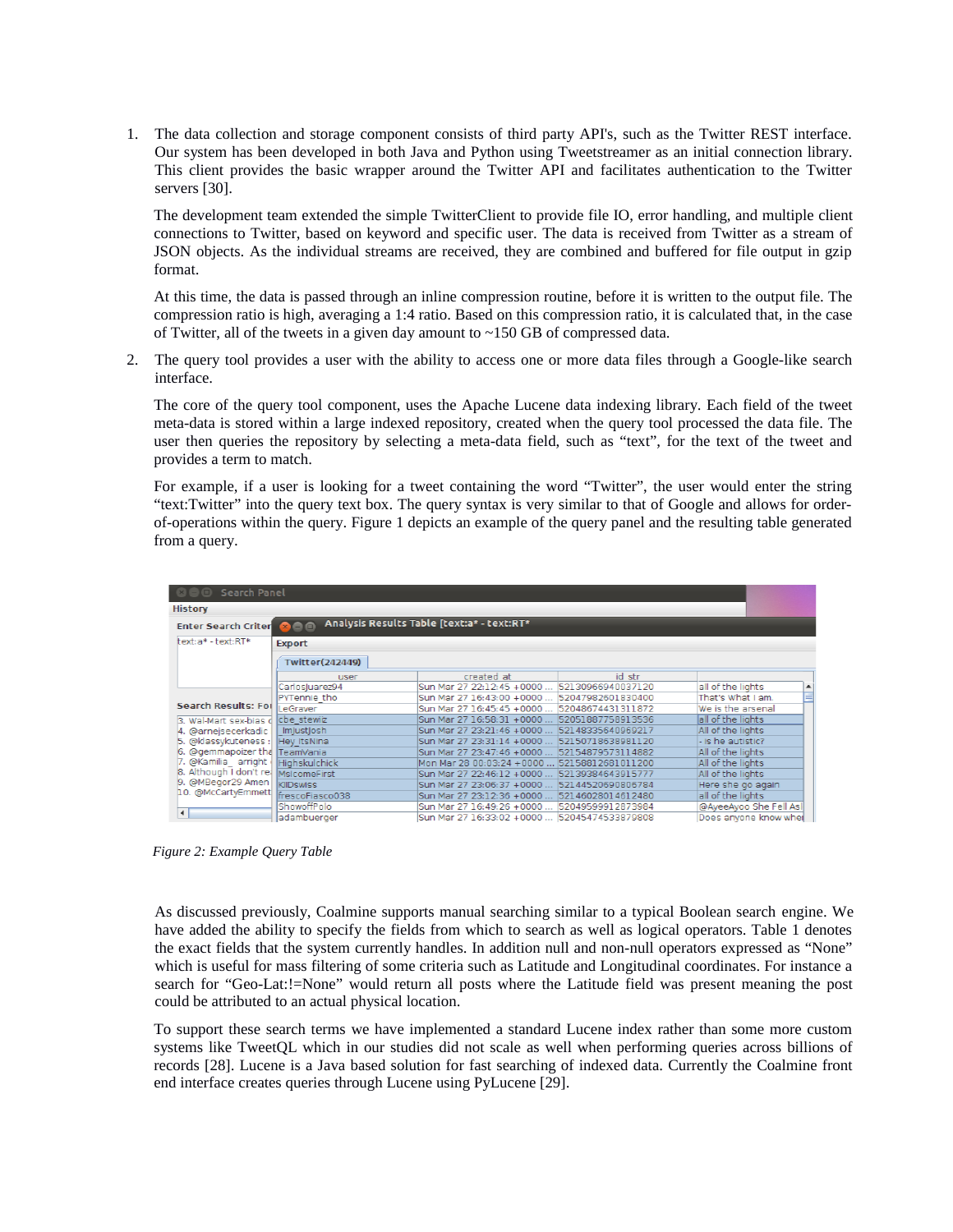1. The data collection and storage component consists of third party API's, such as the Twitter REST interface. Our system has been developed in both Java and Python using Tweetstreamer as an initial connection library. This client provides the basic wrapper around the Twitter API and facilitates authentication to the Twitter servers [30].

   The development team extended the simple TwitterClient to provide file IO, error handling, and multiple client connections to Twitter, based on keyword and specific user. The data is received from Twitter as a stream of JSON objects. As the individual streams are received, they are combined and buffered for file output in gzip format.

   At this time, the data is passed through an inline compression routine, before it is written to the output file. The compression ratio is high, averaging a 1:4 ratio. Based on this compression ratio, it is calculated that, in the case of Twitter, all of the tweets in a given day amount to ~150 GB of compressed data.

2. The query tool provides a user with the ability to access one or more data files through a Google-like search interface.

   The core of the query tool component, uses the Apache Lucene data indexing library. Each field of the tweet meta-data is stored within a large indexed repository, created when the query tool processed the data file. The user then queries the repository by selecting a meta-data field, such as "text", for the text of the tweet and provides a term to match.

   For example, if a user is looking for a tweet containing the word "Twitter", the user would enter the string "text:Twitter" into the query text box. The query syntax is very similar to that of Google and allows for order-of-operations within the query. Figure 1 depicts an example of the query panel and the resulting table generated from a query.

*Figure 2: Example Query Table*

As discussed previously, Coalmine supports manual searching similar to a typical Boolean search engine. We have added the ability to specify the fields from which to search as well as logical operators. Table 1 denotes the exact fields that the system currently handles. In addition null and non-null operators expressed as "None" which is useful for mass filtering of some criteria such as Latitude and Longitudinal coordinates. For instance a search for "Geo-Lat:!=None" would return all posts where the Latitude field was present meaning the post could be attributed to an actual physical location.

To support these search terms we have implemented a standard Lucene index rather than some more custom systems like TweetQL which in our studies did not scale as well when performing queries across billions of records [28]. Lucene is a Java based solution for fast searching of indexed data. Currently the Coalmine front end interface creates queries through Lucene using PyLucene [29].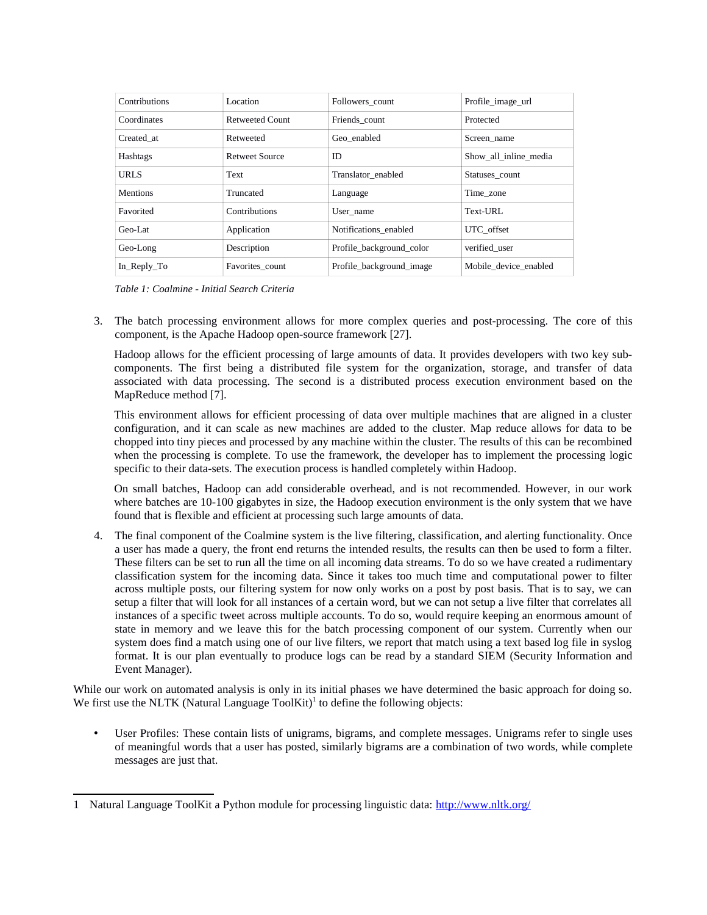| Contributions | Location | Followers_count | Profile_image_url |
| --- | --- | --- | --- |
| Coordinates | Retweeted Count | Friends_count | Protected |
| Created_at | Retweeted | Geo_enabled | Screen_name |
| Hashtags | Retweet Source | ID | Show_all_inline_media |
| URLS | Text | Translator_enabled | Statuses_count |
| Mentions | Truncated | Language | Time_zone |
| Favorited | Contributions | User_name | Text-URL |
| Geo-Lat | Application | Notifications_enabled | UTC_offset |
| Geo-Long | Description | Profile_background_color | verified_user |
| In_Reply_To | Favorites_count | Profile_background_image | Mobile_device_enabled |

*Table 1: Coalmine - Initial Search Criteria*

3. The batch processing environment allows for more complex queries and post-processing. The core of this component, is the Apache Hadoop open-source framework [27].

   Hadoop allows for the efficient processing of large amounts of data. It provides developers with two key sub-components. The first being a distributed file system for the organization, storage, and transfer of data associated with data processing. The second is a distributed process execution environment based on the MapReduce method [7].

   This environment allows for efficient processing of data over multiple machines that are aligned in a cluster configuration, and it can scale as new machines are added to the cluster. Map reduce allows for data to be chopped into tiny pieces and processed by any machine within the cluster. The results of this can be recombined when the processing is complete. To use the framework, the developer has to implement the processing logic specific to their data-sets. The execution process is handled completely within Hadoop.

   On small batches, Hadoop can add considerable overhead, and is not recommended. However, in our work where batches are 10-100 gigabytes in size, the Hadoop execution environment is the only system that we have found that is flexible and efficient at processing such large amounts of data.

4. The final component of the Coalmine system is the live filtering, classification, and alerting functionality. Once a user has made a query, the front end returns the intended results, the results can then be used to form a filter. These filters can be set to run all the time on all incoming data streams. To do so we have created a rudimentary classification system for the incoming data. Since it takes too much time and computational power to filter across multiple posts, our filtering system for now only works on a post by post basis. That is to say, we can setup a filter that will look for all instances of a certain word, but we can not setup a live filter that correlates all instances of a specific tweet across multiple accounts. To do so, would require keeping an enormous amount of state in memory and we leave this for the batch processing component of our system. Currently when our system does find a match using one of our live filters, we report that match using a text based log file in syslog format. It is our plan eventually to produce logs can be read by a standard SIEM (Security Information and Event Manager).

While our work on automated analysis is only in its initial phases we have determined the basic approach for doing so. We first use the NLTK (Natural Language ToolKit)[1] to define the following objects:

- User Profiles: These contain lists of unigrams, bigrams, and complete messages. Unigrams refer to single uses of meaningful words that a user has posted, similarly bigrams are a combination of two words, while complete messages are just that.

---

1 Natural Language ToolKit a Python module for processing linguistic data: http://www.nltk.org/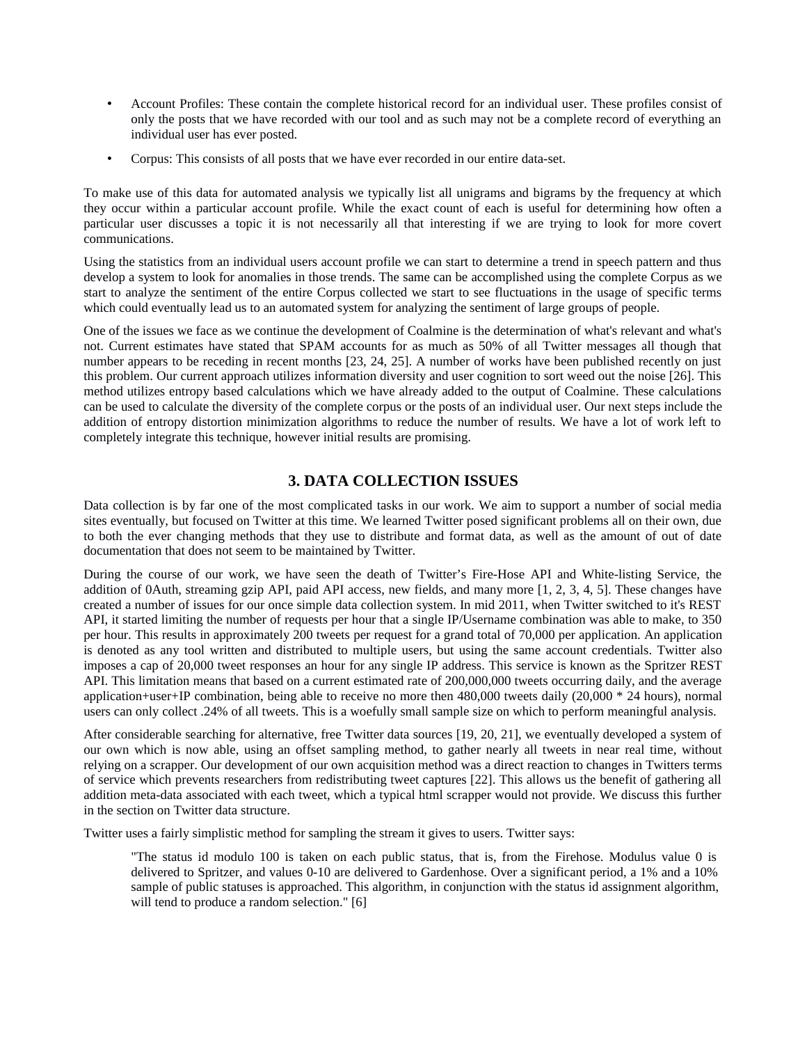- Account Profiles: These contain the complete historical record for an individual user. These profiles consist of only the posts that we have recorded with our tool and as such may not be a complete record of everything an individual user has ever posted.
- Corpus: This consists of all posts that we have ever recorded in our entire data-set.

To make use of this data for automated analysis we typically list all unigrams and bigrams by the frequency at which they occur within a particular account profile. While the exact count of each is useful for determining how often a particular user discusses a topic it is not necessarily all that interesting if we are trying to look for more covert communications.

Using the statistics from an individual users account profile we can start to determine a trend in speech pattern and thus develop a system to look for anomalies in those trends. The same can be accomplished using the complete Corpus as we start to analyze the sentiment of the entire Corpus collected we start to see fluctuations in the usage of specific terms which could eventually lead us to an automated system for analyzing the sentiment of large groups of people.

One of the issues we face as we continue the development of Coalmine is the determination of what's relevant and what's not. Current estimates have stated that SPAM accounts for as much as 50% of all Twitter messages all though that number appears to be receding in recent months [23, 24, 25]. A number of works have been published recently on just this problem. Our current approach utilizes information diversity and user cognition to sort weed out the noise [26]. This method utilizes entropy based calculations which we have already added to the output of Coalmine. These calculations can be used to calculate the diversity of the complete corpus or the posts of an individual user. Our next steps include the addition of entropy distortion minimization algorithms to reduce the number of results. We have a lot of work left to completely integrate this technique, however initial results are promising.

## 3. DATA COLLECTION ISSUES

Data collection is by far one of the most complicated tasks in our work. We aim to support a number of social media sites eventually, but focused on Twitter at this time. We learned Twitter posed significant problems all on their own, due to both the ever changing methods that they use to distribute and format data, as well as the amount of out of date documentation that does not seem to be maintained by Twitter.

During the course of our work, we have seen the death of Twitter's Fire-Hose API and White-listing Service, the addition of 0Auth, streaming gzip API, paid API access, new fields, and many more [1, 2, 3, 4, 5]. These changes have created a number of issues for our once simple data collection system. In mid 2011, when Twitter switched to it's REST API, it started limiting the number of requests per hour that a single IP/Username combination was able to make, to 350 per hour. This results in approximately 200 tweets per request for a grand total of 70,000 per application. An application is denoted as any tool written and distributed to multiple users, but using the same account credentials. Twitter also imposes a cap of 20,000 tweet responses an hour for any single IP address. This service is known as the Spritzer REST API. This limitation means that based on a current estimated rate of 200,000,000 tweets occurring daily, and the average application+user+IP combination, being able to receive no more then 480,000 tweets daily (20,000 * 24 hours), normal users can only collect .24% of all tweets. This is a woefully small sample size on which to perform meaningful analysis.

After considerable searching for alternative, free Twitter data sources [19, 20, 21], we eventually developed a system of our own which is now able, using an offset sampling method, to gather nearly all tweets in near real time, without relying on a scrapper. Our development of our own acquisition method was a direct reaction to changes in Twitters terms of service which prevents researchers from redistributing tweet captures [22]. This allows us the benefit of gathering all addition meta-data associated with each tweet, which a typical html scrapper would not provide. We discuss this further in the section on Twitter data structure.

Twitter uses a fairly simplistic method for sampling the stream it gives to users. Twitter says:

> "The status id modulo 100 is taken on each public status, that is, from the Firehose. Modulus value 0 is delivered to Spritzer, and values 0-10 are delivered to Gardenhose. Over a significant period, a 1% and a 10% sample of public statuses is approached. This algorithm, in conjunction with the status id assignment algorithm, will tend to produce a random selection." [6]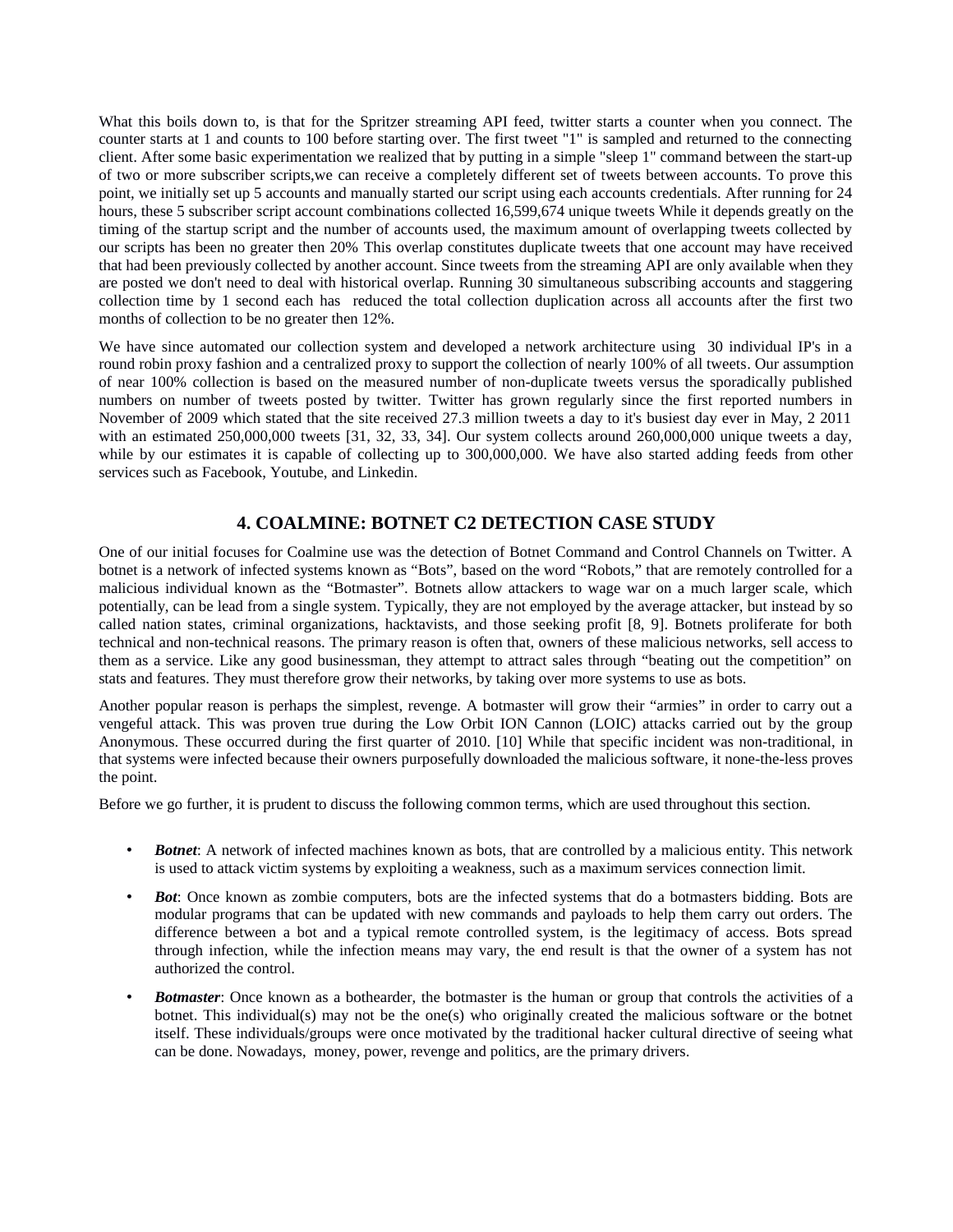What this boils down to, is that for the Spritzer streaming API feed, twitter starts a counter when you connect. The counter starts at 1 and counts to 100 before starting over. The first tweet "1" is sampled and returned to the connecting client. After some basic experimentation we realized that by putting in a simple "sleep 1" command between the start-up of two or more subscriber scripts,we can receive a completely different set of tweets between accounts. To prove this point, we initially set up 5 accounts and manually started our script using each accounts credentials. After running for 24 hours, these 5 subscriber script account combinations collected 16,599,674 unique tweets While it depends greatly on the timing of the startup script and the number of accounts used, the maximum amount of overlapping tweets collected by our scripts has been no greater then 20% This overlap constitutes duplicate tweets that one account may have received that had been previously collected by another account. Since tweets from the streaming API are only available when they are posted we don't need to deal with historical overlap. Running 30 simultaneous subscribing accounts and staggering collection time by 1 second each has reduced the total collection duplication across all accounts after the first two months of collection to be no greater then 12%.

We have since automated our collection system and developed a network architecture using 30 individual IP's in a round robin proxy fashion and a centralized proxy to support the collection of nearly 100% of all tweets. Our assumption of near 100% collection is based on the measured number of non-duplicate tweets versus the sporadically published numbers on number of tweets posted by twitter. Twitter has grown regularly since the first reported numbers in November of 2009 which stated that the site received 27.3 million tweets a day to it's busiest day ever in May, 2 2011 with an estimated 250,000,000 tweets [31, 32, 33, 34]. Our system collects around 260,000,000 unique tweets a day, while by our estimates it is capable of collecting up to 300,000,000. We have also started adding feeds from other services such as Facebook, Youtube, and Linkedin.

## 4. COALMINE: BOTNET C2 DETECTION CASE STUDY

One of our initial focuses for Coalmine use was the detection of Botnet Command and Control Channels on Twitter. A botnet is a network of infected systems known as "Bots", based on the word "Robots," that are remotely controlled for a malicious individual known as the "Botmaster". Botnets allow attackers to wage war on a much larger scale, which potentially, can be lead from a single system. Typically, they are not employed by the average attacker, but instead by so called nation states, criminal organizations, hacktavists, and those seeking profit [8, 9]. Botnets proliferate for both technical and non-technical reasons. The primary reason is often that, owners of these malicious networks, sell access to them as a service. Like any good businessman, they attempt to attract sales through "beating out the competition" on stats and features. They must therefore grow their networks, by taking over more systems to use as bots.

Another popular reason is perhaps the simplest, revenge. A botmaster will grow their "armies" in order to carry out a vengeful attack. This was proven true during the Low Orbit ION Cannon (LOIC) attacks carried out by the group Anonymous. These occurred during the first quarter of 2010. [10] While that specific incident was non-traditional, in that systems were infected because their owners purposefully downloaded the malicious software, it none-the-less proves the point.

Before we go further, it is prudent to discuss the following common terms, which are used throughout this section.

- ***Botnet***: A network of infected machines known as bots, that are controlled by a malicious entity. This network is used to attack victim systems by exploiting a weakness, such as a maximum services connection limit.
- ***Bot***: Once known as zombie computers, bots are the infected systems that do a botmasters bidding. Bots are modular programs that can be updated with new commands and payloads to help them carry out orders. The difference between a bot and a typical remote controlled system, is the legitimacy of access. Bots spread through infection, while the infection means may vary, the end result is that the owner of a system has not authorized the control.
- ***Botmaster***: Once known as a bothearder, the botmaster is the human or group that controls the activities of a botnet. This individual(s) may not be the one(s) who originally created the malicious software or the botnet itself. These individuals/groups were once motivated by the traditional hacker cultural directive of seeing what can be done. Nowadays, money, power, revenge and politics, are the primary drivers.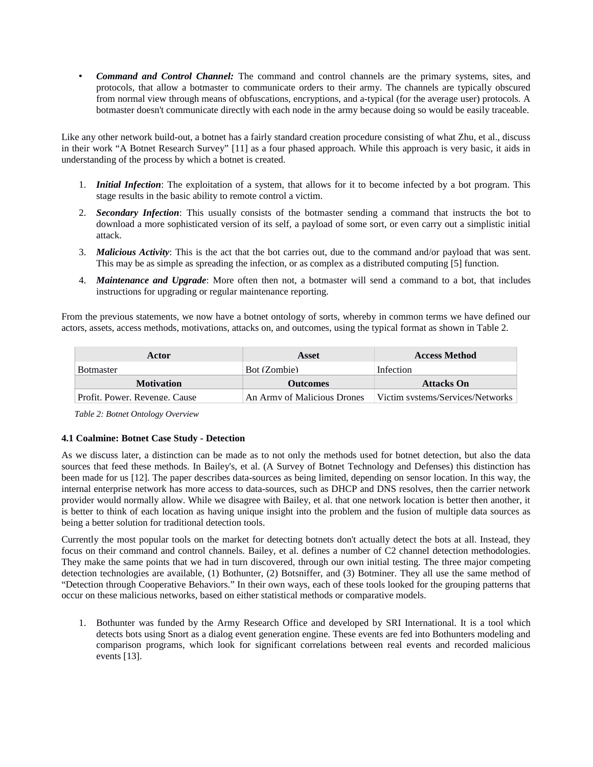- ***Command and Control Channel:*** The command and control channels are the primary systems, sites, and protocols, that allow a botmaster to communicate orders to their army. The channels are typically obscured from normal view through means of obfuscations, encryptions, and a-typical (for the average user) protocols. A botmaster doesn't communicate directly with each node in the army because doing so would be easily traceable.

Like any other network build-out, a botnet has a fairly standard creation procedure consisting of what Zhu, et al., discuss in their work "A Botnet Research Survey" [11] as a four phased approach. While this approach is very basic, it aids in understanding of the process by which a botnet is created.

1. ***Initial Infection***: The exploitation of a system, that allows for it to become infected by a bot program. This stage results in the basic ability to remote control a victim.
2. ***Secondary Infection***: This usually consists of the botmaster sending a command that instructs the bot to download a more sophisticated version of its self, a payload of some sort, or even carry out a simplistic initial attack.
3. ***Malicious Activity***: This is the act that the bot carries out, due to the command and/or payload that was sent. This may be as simple as spreading the infection, or as complex as a distributed computing [5] function.
4. ***Maintenance and Upgrade***: More often then not, a botmaster will send a command to a bot, that includes instructions for upgrading or regular maintenance reporting.

From the previous statements, we now have a botnet ontology of sorts, whereby in common terms we have defined our actors, assets, access methods, motivations, attacks on, and outcomes, using the typical format as shown in Table 2.

| Actor | Asset | Access Method |
| --- | --- | --- |
| Botmaster | Bot (Zombie) | Infection |
| **Motivation** | **Outcomes** | **Attacks On** |
| Profit, Power, Revenge, Cause | An Army of Malicious Drones | Victim systems/Services/Networks |

*Table 2: Botnet Ontology Overview*

**4.1 Coalmine: Botnet Case Study - Detection**

As we discuss later, a distinction can be made as to not only the methods used for botnet detection, but also the data sources that feed these methods. In Bailey's, et al. (A Survey of Botnet Technology and Defenses) this distinction has been made for us [12]. The paper describes data-sources as being limited, depending on sensor location. In this way, the internal enterprise network has more access to data-sources, such as DHCP and DNS resolves, then the carrier network provider would normally allow. While we disagree with Bailey, et al. that one network location is better then another, it is better to think of each location as having unique insight into the problem and the fusion of multiple data sources as being a better solution for traditional detection tools.

Currently the most popular tools on the market for detecting botnets don't actually detect the bots at all. Instead, they focus on their command and control channels. Bailey, et al. defines a number of C2 channel detection methodologies. They make the same points that we had in turn discovered, through our own initial testing. The three major competing detection technologies are available, (1) Bothunter, (2) Botsniffer, and (3) Botminer. They all use the same method of "Detection through Cooperative Behaviors." In their own ways, each of these tools looked for the grouping patterns that occur on these malicious networks, based on either statistical methods or comparative models.

1. Bothunter was funded by the Army Research Office and developed by SRI International. It is a tool which detects bots using Snort as a dialog event generation engine. These events are fed into Bothunters modeling and comparison programs, which look for significant correlations between real events and recorded malicious events [13].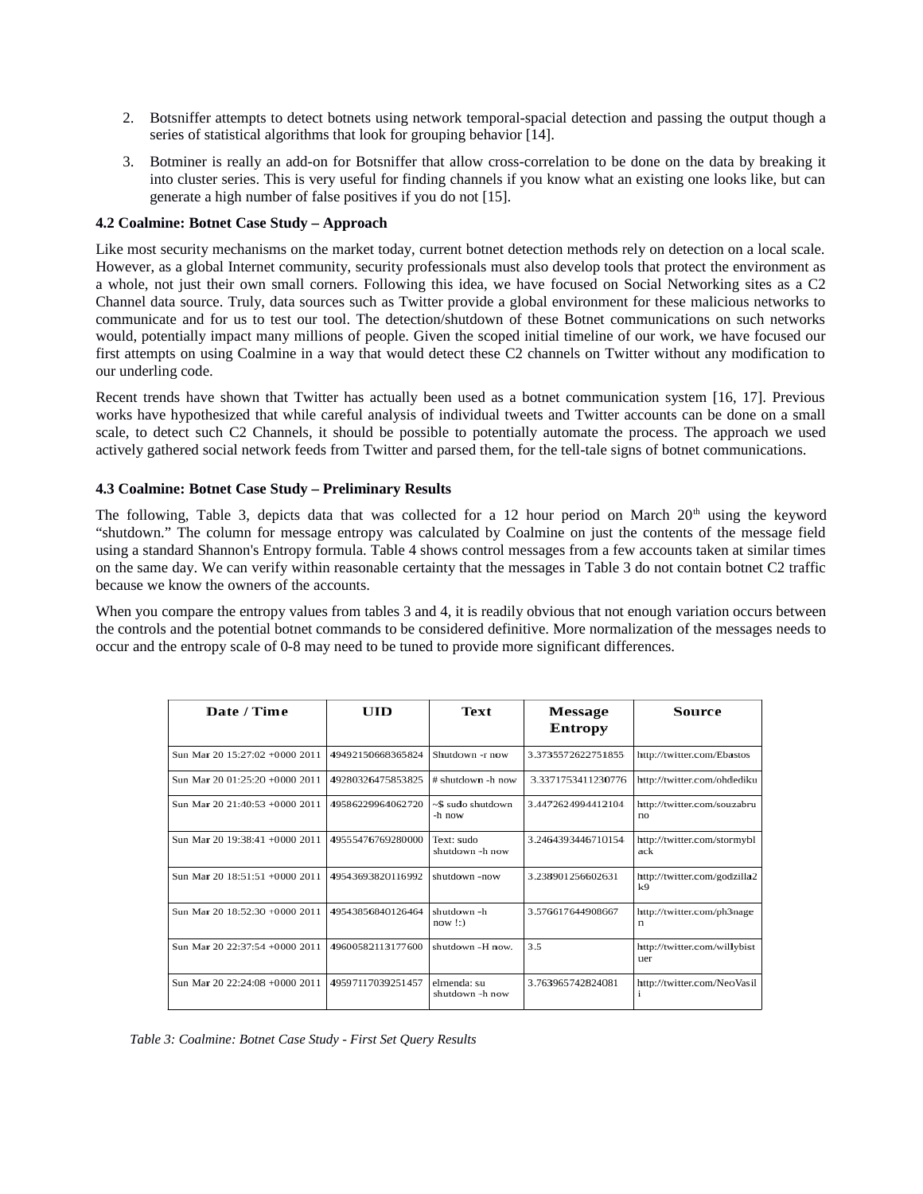2. Botsniffer attempts to detect botnets using network temporal-spacial detection and passing the output though a series of statistical algorithms that look for grouping behavior [14].

3. Botminer is really an add-on for Botsniffer that allow cross-correlation to be done on the data by breaking it into cluster series. This is very useful for finding channels if you know what an existing one looks like, but can generate a high number of false positives if you do not [15].

#### 4.2 Coalmine: Botnet Case Study – Approach

Like most security mechanisms on the market today, current botnet detection methods rely on detection on a local scale. However, as a global Internet community, security professionals must also develop tools that protect the environment as a whole, not just their own small corners. Following this idea, we have focused on Social Networking sites as a C2 Channel data source. Truly, data sources such as Twitter provide a global environment for these malicious networks to communicate and for us to test our tool. The detection/shutdown of these Botnet communications on such networks would, potentially impact many millions of people. Given the scoped initial timeline of our work, we have focused our first attempts on using Coalmine in a way that would detect these C2 channels on Twitter without any modification to our underling code.

Recent trends have shown that Twitter has actually been used as a botnet communication system [16, 17]. Previous works have hypothesized that while careful analysis of individual tweets and Twitter accounts can be done on a small scale, to detect such C2 Channels, it should be possible to potentially automate the process. The approach we used actively gathered social network feeds from Twitter and parsed them, for the tell-tale signs of botnet communications.

#### 4.3 Coalmine: Botnet Case Study – Preliminary Results

The following, Table 3, depicts data that was collected for a 12 hour period on March 20th using the keyword "shutdown." The column for message entropy was calculated by Coalmine on just the contents of the message field using a standard Shannon's Entropy formula. Table 4 shows control messages from a few accounts taken at similar times on the same day. We can verify within reasonable certainty that the messages in Table 3 do not contain botnet C2 traffic because we know the owners of the accounts.

When you compare the entropy values from tables 3 and 4, it is readily obvious that not enough variation occurs between the controls and the potential botnet commands to be considered definitive. More normalization of the messages needs to occur and the entropy scale of 0-8 may need to be tuned to provide more significant differences.

| Date / Time | UID | Text | Message Entropy | Source |
|---|---|---|---|---|
| Sun Mar 20 15:27:02 +0000 2011 | 49492150668365824 | Shutdown -r now | 3.3735572622751855 | http://twitter.com/Ebastos |
| Sun Mar 20 01:25:20 +0000 2011 | 49280326475853825 | # shutdown -h now | 3.3371753411230776 | http://twitter.com/ohdediku |
| Sun Mar 20 21:40:53 +0000 2011 | 49586229964062720 | ~$ sudo shutdown -h now | 3.4472624994412104 | http://twitter.com/souzabruno |
| Sun Mar 20 19:38:41 +0000 2011 | 49555476769280000 | Text: sudo shutdown -h now | 3.2464393446710154 | http://twitter.com/stormyblack |
| Sun Mar 20 18:51:51 +0000 2011 | 49543693820116992 | shutdown -now | 3.238901256602631 | http://twitter.com/godzilla2k9 |
| Sun Mar 20 18:52:30 +0000 2011 | 49543856840126464 | shutdown -h now !:) | 3.576617644908667 | http://twitter.com/ph3nagen |
| Sun Mar 20 22:37:54 +0000 2011 | 49600582113177600 | shutdown –H now. | 3.5 | http://twitter.com/willybistuer |
| Sun Mar 20 22:24:08 +0000 2011 | 49597117039251457 | elmenda: su shutdown -h now | 3.763965742824081 | http://twitter.com/NeoVasili |

*Table 3: Coalmine: Botnet Case Study - First Set Query Results*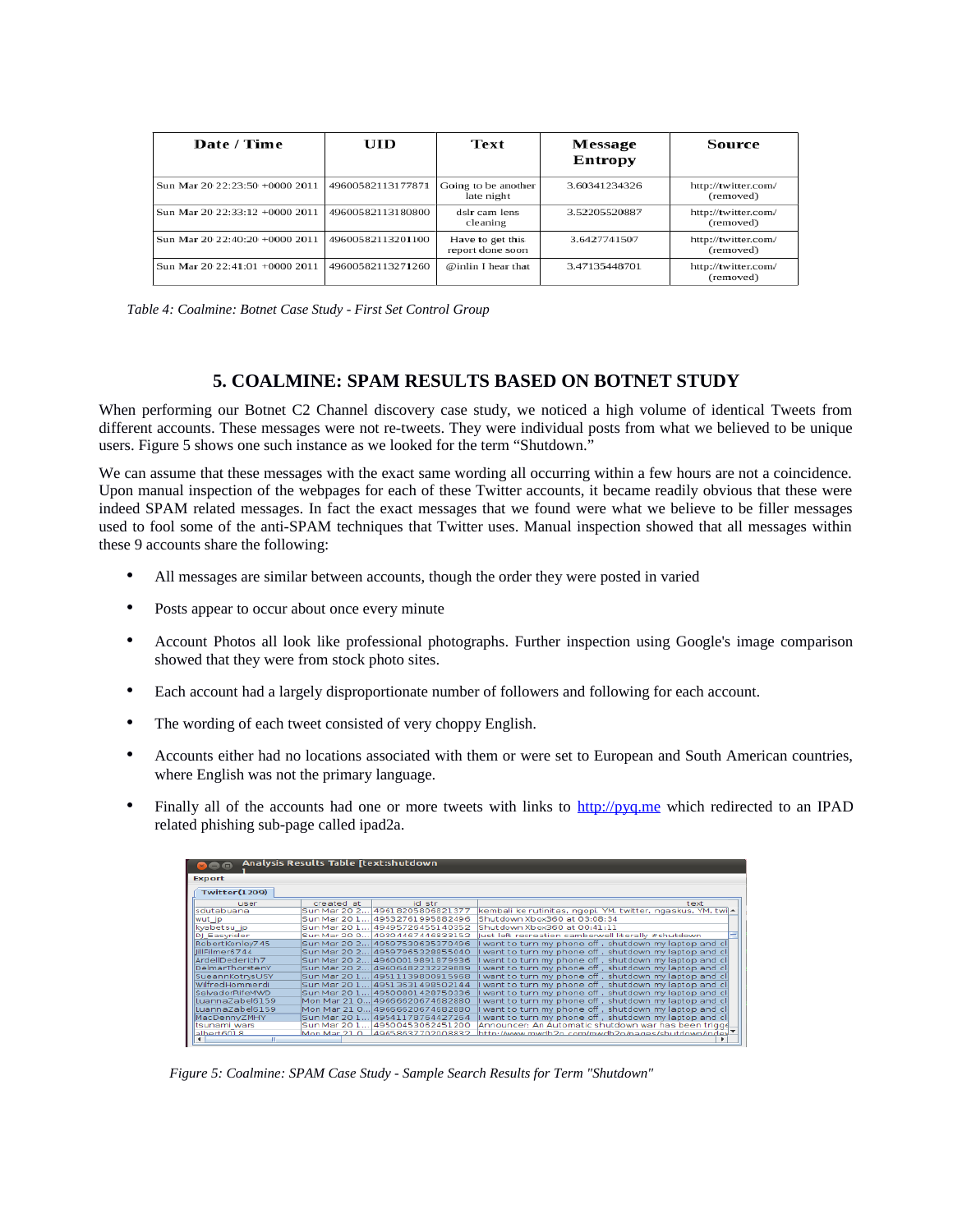| Date / Time | UID | Text | Message Entropy | Source |
|---|---|---|---|---|
| Sun Mar 20 22:23:50 +0000 2011 | 49600582113177871 | Going to be another late night | 3.60341234326 | http://twitter.com/ (removed) |
| Sun Mar 20 22:33:12 +0000 2011 | 49600582113180800 | dslr cam lens cleaning | 3.52205520887 | http://twitter.com/ (removed) |
| Sun Mar 20 22:40:20 +0000 2011 | 49600582113201100 | Have to get this report done soon | 3.6427741507 | http://twitter.com/ (removed) |
| Sun Mar 20 22:41:01 +0000 2011 | 49600582113271260 | @inlin I hear that | 3.47135448701 | http://twitter.com/ (removed) |

*Table 4: Coalmine: Botnet Case Study - First Set Control Group*

## 5. COALMINE: SPAM RESULTS BASED ON BOTNET STUDY

When performing our Botnet C2 Channel discovery case study, we noticed a high volume of identical Tweets from different accounts. These messages were not re-tweets. They were individual posts from what we believed to be unique users. Figure 5 shows one such instance as we looked for the term "Shutdown."

We can assume that these messages with the exact same wording all occurring within a few hours are not a coincidence. Upon manual inspection of the webpages for each of these Twitter accounts, it became readily obvious that these were indeed SPAM related messages. In fact the exact messages that we found were what we believe to be filler messages used to fool some of the anti-SPAM techniques that Twitter uses. Manual inspection showed that all messages within these 9 accounts share the following:

- All messages are similar between accounts, though the order they were posted in varied
- Posts appear to occur about once every minute
- Account Photos all look like professional photographs. Further inspection using Google's image comparison showed that they were from stock photo sites.
- Each account had a largely disproportionate number of followers and following for each account.
- The wording of each tweet consisted of very choppy English.
- Accounts either had no locations associated with them or were set to European and South American countries, where English was not the primary language.
- Finally all of the accounts had one or more tweets with links to http://pyq.me which redirected to an IPAD related phishing sub-page called ipad2a.

*Figure 5: Coalmine: SPAM Case Study - Sample Search Results for Term "Shutdown"*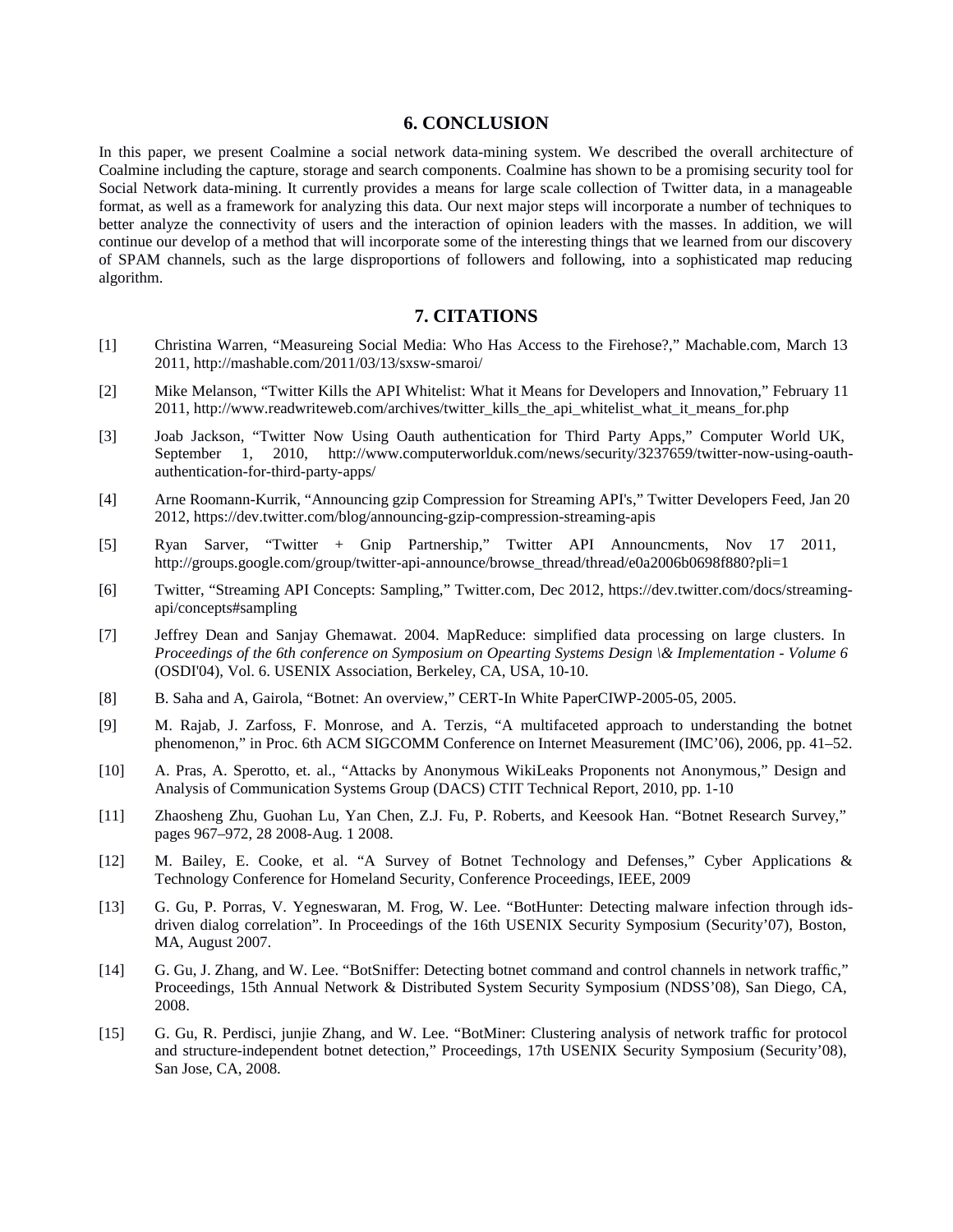## 6. CONCLUSION

In this paper, we present Coalmine a social network data-mining system. We described the overall architecture of Coalmine including the capture, storage and search components. Coalmine has shown to be a promising security tool for Social Network data-mining. It currently provides a means for large scale collection of Twitter data, in a manageable format, as well as a framework for analyzing this data. Our next major steps will incorporate a number of techniques to better analyze the connectivity of users and the interaction of opinion leaders with the masses. In addition, we will continue our develop of a method that will incorporate some of the interesting things that we learned from our discovery of SPAM channels, such as the large disproportions of followers and following, into a sophisticated map reducing algorithm.

## 7. CITATIONS

[1] Christina Warren, "Measureing Social Media: Who Has Access to the Firehose?," Machable.com, March 13 2011, http://mashable.com/2011/03/13/sxsw-smaroi/

[2] Mike Melanson, "Twitter Kills the API Whitelist: What it Means for Developers and Innovation," February 11 2011, http://www.readwriteweb.com/archives/twitter_kills_the_api_whitelist_what_it_means_for.php

[3] Joab Jackson, "Twitter Now Using Oauth authentication for Third Party Apps," Computer World UK, September 1, 2010, http://www.computerworlduk.com/news/security/3237659/twitter-now-using-oauth-authentication-for-third-party-apps/

[4] Arne Roomann-Kurrik, "Announcing gzip Compression for Streaming API's," Twitter Developers Feed, Jan 20 2012, https://dev.twitter.com/blog/announcing-gzip-compression-streaming-apis

[5] Ryan Sarver, "Twitter + Gnip Partnership," Twitter API Announcments, Nov 17 2011, http://groups.google.com/group/twitter-api-announce/browse_thread/thread/e0a2006b0698f880?pli=1

[6] Twitter, "Streaming API Concepts: Sampling," Twitter.com, Dec 2012, https://dev.twitter.com/docs/streaming-api/concepts#sampling

[7] Jeffrey Dean and Sanjay Ghemawat. 2004. MapReduce: simplified data processing on large clusters. In *Proceedings of the 6th conference on Symposium on Opearting Systems Design \& Implementation - Volume 6* (OSDI'04), Vol. 6. USENIX Association, Berkeley, CA, USA, 10-10.

[8] B. Saha and A, Gairola, "Botnet: An overview," CERT-In White PaperCIWP-2005-05, 2005.

[9] M. Rajab, J. Zarfoss, F. Monrose, and A. Terzis, "A multifaceted approach to understanding the botnet phenomenon," in Proc. 6th ACM SIGCOMM Conference on Internet Measurement (IMC'06), 2006, pp. 41–52.

[10] A. Pras, A. Sperotto, et. al., "Attacks by Anonymous WikiLeaks Proponents not Anonymous," Design and Analysis of Communication Systems Group (DACS) CTIT Technical Report, 2010, pp. 1-10

[11] Zhaosheng Zhu, Guohan Lu, Yan Chen, Z.J. Fu, P. Roberts, and Keesook Han. "Botnet Research Survey," pages 967–972, 28 2008-Aug. 1 2008.

[12] M. Bailey, E. Cooke, et al. "A Survey of Botnet Technology and Defenses," Cyber Applications & Technology Conference for Homeland Security, Conference Proceedings, IEEE, 2009

[13] G. Gu, P. Porras, V. Yegneswaran, M. Frog, W. Lee. "BotHunter: Detecting malware infection through ids-driven dialog correlation". In Proceedings of the 16th USENIX Security Symposium (Security'07), Boston, MA, August 2007.

[14] G. Gu, J. Zhang, and W. Lee. "BotSniffer: Detecting botnet command and control channels in network traffic," Proceedings, 15th Annual Network & Distributed System Security Symposium (NDSS'08), San Diego, CA, 2008.

[15] G. Gu, R. Perdisci, junjie Zhang, and W. Lee. "BotMiner: Clustering analysis of network traffic for protocol and structure-independent botnet detection," Proceedings, 17th USENIX Security Symposium (Security'08), San Jose, CA, 2008.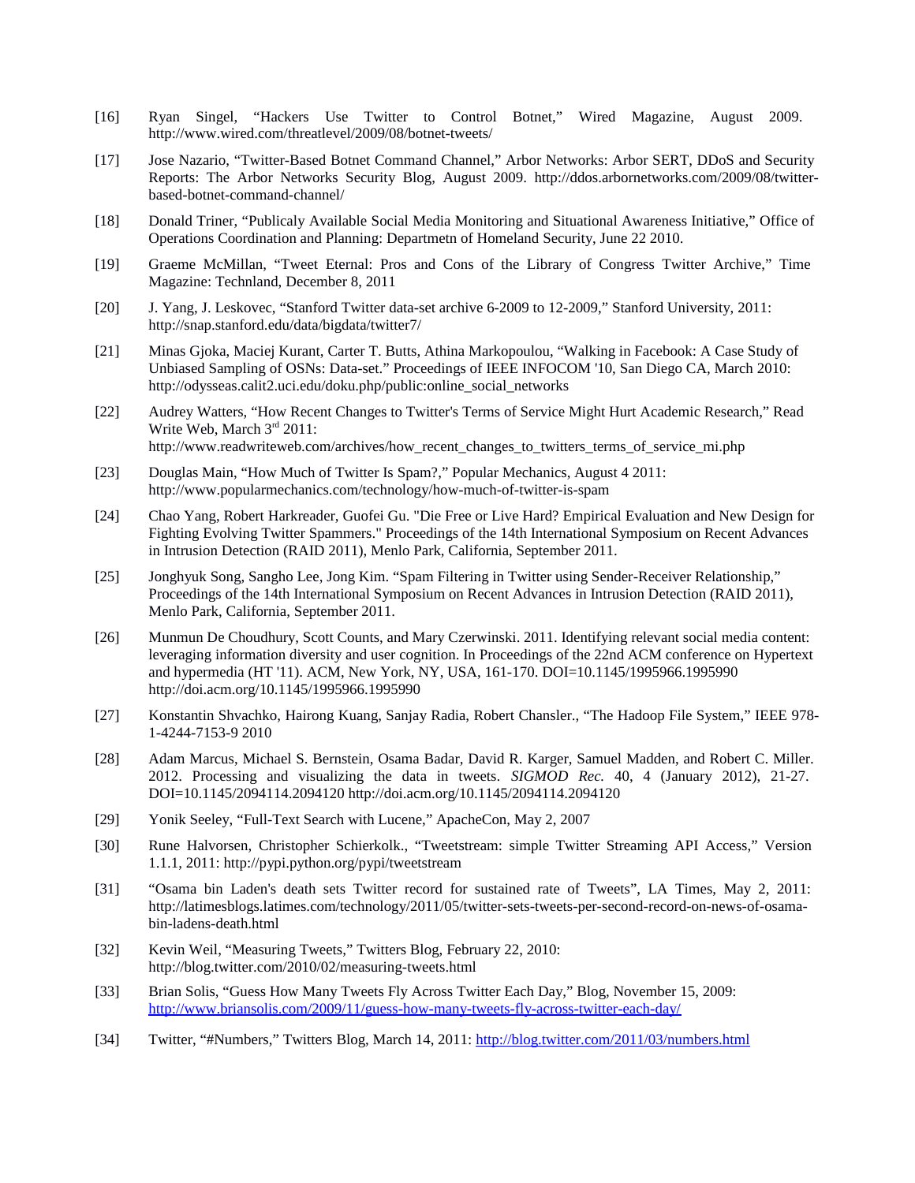[16] Ryan Singel, “Hackers Use Twitter to Control Botnet,” Wired Magazine, August 2009. http://www.wired.com/threatlevel/2009/08/botnet-tweets/

[17] Jose Nazario, “Twitter-Based Botnet Command Channel,” Arbor Networks: Arbor SERT, DDoS and Security Reports: The Arbor Networks Security Blog, August 2009. http://ddos.arbornetworks.com/2009/08/twitter-based-botnet-command-channel/

[18] Donald Triner, “Publicaly Available Social Media Monitoring and Situational Awareness Initiative,” Office of Operations Coordination and Planning: Departmetn of Homeland Security, June 22 2010.

[19] Graeme McMillan, “Tweet Eternal: Pros and Cons of the Library of Congress Twitter Archive,” Time Magazine: Technland, December 8, 2011

[20] J. Yang, J. Leskovec, “Stanford Twitter data-set archive 6-2009 to 12-2009,” Stanford University, 2011: http://snap.stanford.edu/data/bigdata/twitter7/

[21] Minas Gjoka, Maciej Kurant, Carter T. Butts, Athina Markopoulou, “Walking in Facebook: A Case Study of Unbiased Sampling of OSNs: Data-set.” Proceedings of IEEE INFOCOM '10, San Diego CA, March 2010: http://odysseas.calit2.uci.edu/doku.php/public:online_social_networks

[22] Audrey Watters, “How Recent Changes to Twitter's Terms of Service Might Hurt Academic Research,” Read Write Web, March 3rd 2011: http://www.readwriteweb.com/archives/how_recent_changes_to_twitters_terms_of_service_mi.php

[23] Douglas Main, “How Much of Twitter Is Spam?,” Popular Mechanics, August 4 2011: http://www.popularmechanics.com/technology/how-much-of-twitter-is-spam

[24] Chao Yang, Robert Harkreader, Guofei Gu. "Die Free or Live Hard? Empirical Evaluation and New Design for Fighting Evolving Twitter Spammers." Proceedings of the 14th International Symposium on Recent Advances in Intrusion Detection (RAID 2011), Menlo Park, California, September 2011.

[25] Jonghyuk Song, Sangho Lee, Jong Kim. “Spam Filtering in Twitter using Sender-Receiver Relationship,” Proceedings of the 14th International Symposium on Recent Advances in Intrusion Detection (RAID 2011), Menlo Park, California, September 2011.

[26] Munmun De Choudhury, Scott Counts, and Mary Czerwinski. 2011. Identifying relevant social media content: leveraging information diversity and user cognition. In Proceedings of the 22nd ACM conference on Hypertext and hypermedia (HT '11). ACM, New York, NY, USA, 161-170. DOI=10.1145/1995966.1995990 http://doi.acm.org/10.1145/1995966.1995990

[27] Konstantin Shvachko, Hairong Kuang, Sanjay Radia, Robert Chansler., “The Hadoop File System,” IEEE 978-1-4244-7153-9 2010

[28] Adam Marcus, Michael S. Bernstein, Osama Badar, David R. Karger, Samuel Madden, and Robert C. Miller. 2012. Processing and visualizing the data in tweets. *SIGMOD Rec.* 40, 4 (January 2012), 21-27. DOI=10.1145/2094114.2094120 http://doi.acm.org/10.1145/2094114.2094120

[29] Yonik Seeley, “Full-Text Search with Lucene,” ApacheCon, May 2, 2007

[30] Rune Halvorsen, Christopher Schierkolk., “Tweetstream: simple Twitter Streaming API Access,” Version 1.1.1, 2011: http://pypi.python.org/pypi/tweetstream

[31] “Osama bin Laden's death sets Twitter record for sustained rate of Tweets”, LA Times, May 2, 2011: http://latimesblogs.latimes.com/technology/2011/05/twitter-sets-tweets-per-second-record-on-news-of-osama-bin-ladens-death.html

[32] Kevin Weil, “Measuring Tweets,” Twitters Blog, February 22, 2010: http://blog.twitter.com/2010/02/measuring-tweets.html

[33] Brian Solis, “Guess How Many Tweets Fly Across Twitter Each Day,” Blog, November 15, 2009: http://www.briansolis.com/2009/11/guess-how-many-tweets-fly-across-twitter-each-day/

[34] Twitter, “#Numbers,” Twitters Blog, March 14, 2011: http://blog.twitter.com/2011/03/numbers.html